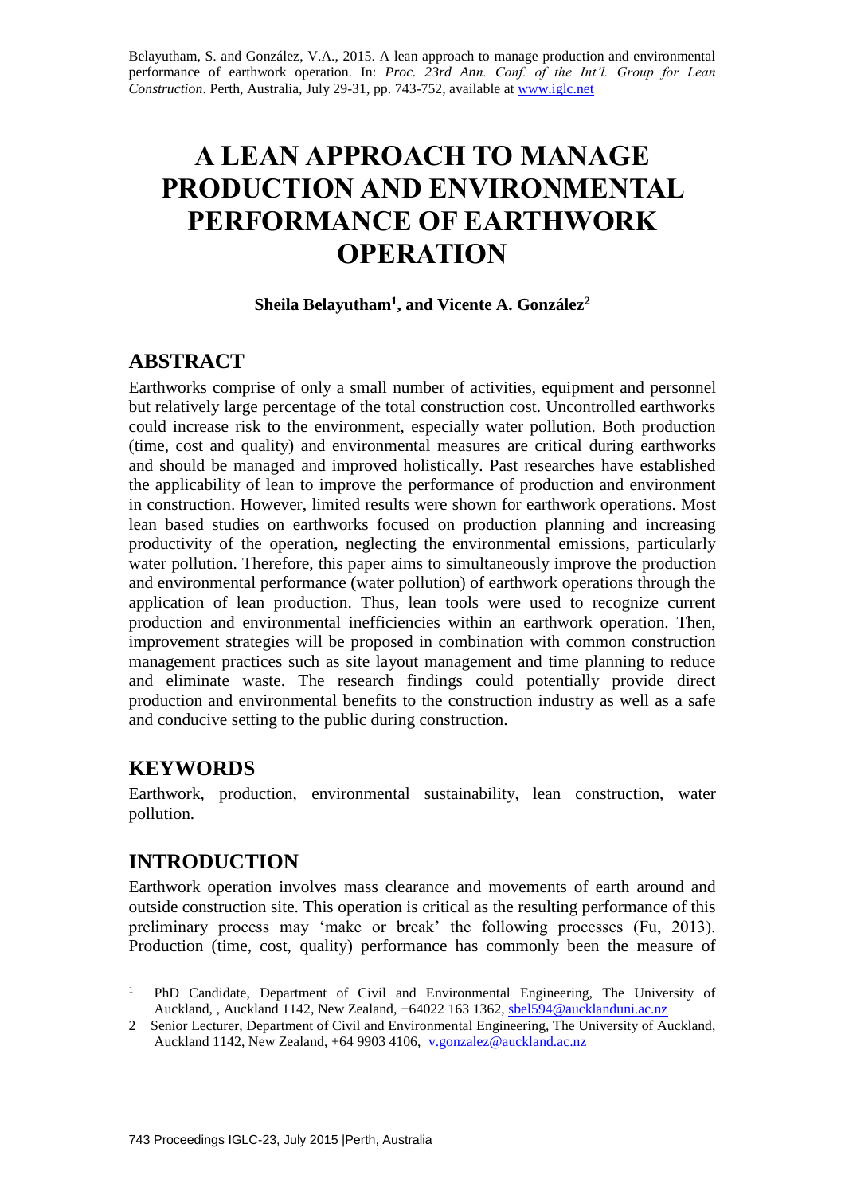Belayutham, S. and González, V.A., 2015. A lean approach to manage production and environmental performance of earthwork operation. In: *Proc. 23rd Ann. Conf. of the Int'l. Group for Lean Construction*. Perth, Australia, July 29-31, pp. 743-752, available at www.iglc.net

# A LEAN APPROACH TO MANAGE PRODUCTION AND ENVIRONMENTAL PERFORMANCE OF EARTHWORK OPERATION

**Sheila Belayutham[1], and Vicente A. González[2]**

## ABSTRACT

Earthworks comprise of only a small number of activities, equipment and personnel but relatively large percentage of the total construction cost. Uncontrolled earthworks could increase risk to the environment, especially water pollution. Both production (time, cost and quality) and environmental measures are critical during earthworks and should be managed and improved holistically. Past researches have established the applicability of lean to improve the performance of production and environment in construction. However, limited results were shown for earthwork operations. Most lean based studies on earthworks focused on production planning and increasing productivity of the operation, neglecting the environmental emissions, particularly water pollution. Therefore, this paper aims to simultaneously improve the production and environmental performance (water pollution) of earthwork operations through the application of lean production. Thus, lean tools were used to recognize current production and environmental inefficiencies within an earthwork operation. Then, improvement strategies will be proposed in combination with common construction management practices such as site layout management and time planning to reduce and eliminate waste. The research findings could potentially provide direct production and environmental benefits to the construction industry as well as a safe and conducive setting to the public during construction.

## KEYWORDS

Earthwork, production, environmental sustainability, lean construction, water pollution.

## INTRODUCTION

Earthwork operation involves mass clearance and movements of earth around and outside construction site. This operation is critical as the resulting performance of this preliminary process may 'make or break' the following processes (Fu, 2013). Production (time, cost, quality) performance has commonly been the measure of

---

[1] PhD Candidate, Department of Civil and Environmental Engineering, The University of Auckland, , Auckland 1142, New Zealand, +64022 163 1362, sbel594@aucklanduni.ac.nz

[2] Senior Lecturer, Department of Civil and Environmental Engineering, The University of Auckland, Auckland 1142, New Zealand, +64 9903 4106, v.gonzalez@auckland.ac.nz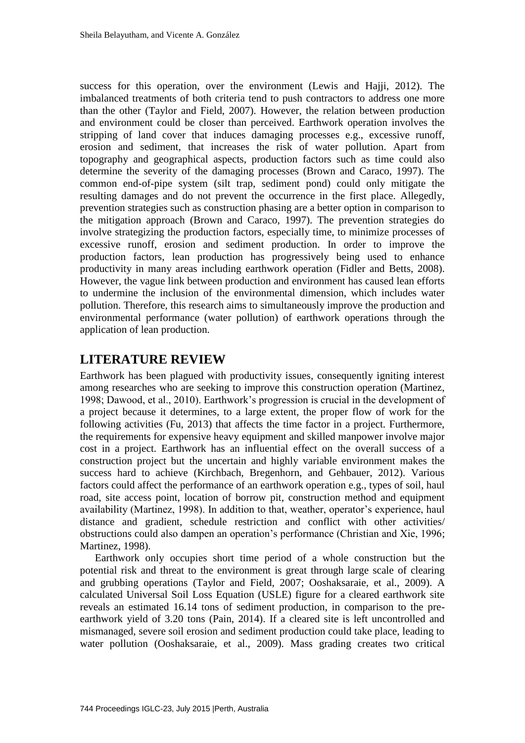success for this operation, over the environment (Lewis and Hajji, 2012). The imbalanced treatments of both criteria tend to push contractors to address one more than the other (Taylor and Field, 2007). However, the relation between production and environment could be closer than perceived. Earthwork operation involves the stripping of land cover that induces damaging processes e.g., excessive runoff, erosion and sediment, that increases the risk of water pollution. Apart from topography and geographical aspects, production factors such as time could also determine the severity of the damaging processes (Brown and Caraco, 1997). The common end-of-pipe system (silt trap, sediment pond) could only mitigate the resulting damages and do not prevent the occurrence in the first place. Allegedly, prevention strategies such as construction phasing are a better option in comparison to the mitigation approach (Brown and Caraco, 1997). The prevention strategies do involve strategizing the production factors, especially time, to minimize processes of excessive runoff, erosion and sediment production. In order to improve the production factors, lean production has progressively being used to enhance productivity in many areas including earthwork operation (Fidler and Betts, 2008). However, the vague link between production and environment has caused lean efforts to undermine the inclusion of the environmental dimension, which includes water pollution. Therefore, this research aims to simultaneously improve the production and environmental performance (water pollution) of earthwork operations through the application of lean production.

## LITERATURE REVIEW

Earthwork has been plagued with productivity issues, consequently igniting interest among researches who are seeking to improve this construction operation (Martinez, 1998; Dawood, et al., 2010). Earthwork's progression is crucial in the development of a project because it determines, to a large extent, the proper flow of work for the following activities (Fu, 2013) that affects the time factor in a project. Furthermore, the requirements for expensive heavy equipment and skilled manpower involve major cost in a project. Earthwork has an influential effect on the overall success of a construction project but the uncertain and highly variable environment makes the success hard to achieve (Kirchbach, Bregenhorn, and Gehbauer, 2012). Various factors could affect the performance of an earthwork operation e.g., types of soil, haul road, site access point, location of borrow pit, construction method and equipment availability (Martinez, 1998). In addition to that, weather, operator's experience, haul distance and gradient, schedule restriction and conflict with other activities/ obstructions could also dampen an operation's performance (Christian and Xie, 1996; Martinez, 1998).

Earthwork only occupies short time period of a whole construction but the potential risk and threat to the environment is great through large scale of clearing and grubbing operations (Taylor and Field, 2007; Ooshaksaraie, et al., 2009). A calculated Universal Soil Loss Equation (USLE) figure for a cleared earthwork site reveals an estimated 16.14 tons of sediment production, in comparison to the pre-earthwork yield of 3.20 tons (Pain, 2014). If a cleared site is left uncontrolled and mismanaged, severe soil erosion and sediment production could take place, leading to water pollution (Ooshaksaraie, et al., 2009). Mass grading creates two critical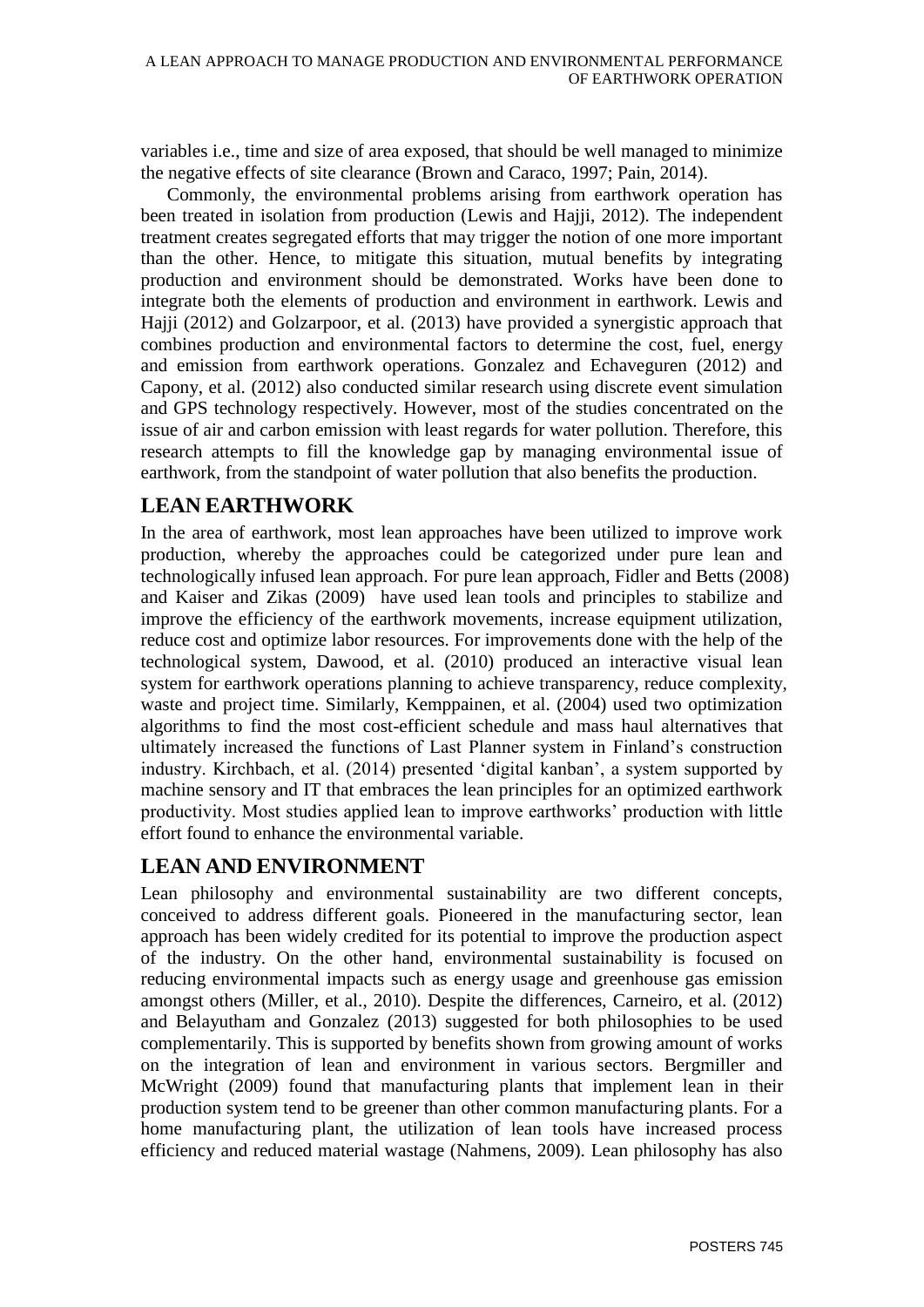variables i.e., time and size of area exposed, that should be well managed to minimize the negative effects of site clearance (Brown and Caraco, 1997; Pain, 2014).

Commonly, the environmental problems arising from earthwork operation has been treated in isolation from production (Lewis and Hajji, 2012). The independent treatment creates segregated efforts that may trigger the notion of one more important than the other. Hence, to mitigate this situation, mutual benefits by integrating production and environment should be demonstrated. Works have been done to integrate both the elements of production and environment in earthwork. Lewis and Hajji (2012) and Golzarpoor, et al. (2013) have provided a synergistic approach that combines production and environmental factors to determine the cost, fuel, energy and emission from earthwork operations. Gonzalez and Echaveguren (2012) and Capony, et al. (2012) also conducted similar research using discrete event simulation and GPS technology respectively. However, most of the studies concentrated on the issue of air and carbon emission with least regards for water pollution. Therefore, this research attempts to fill the knowledge gap by managing environmental issue of earthwork, from the standpoint of water pollution that also benefits the production.

## LEAN EARTHWORK

In the area of earthwork, most lean approaches have been utilized to improve work production, whereby the approaches could be categorized under pure lean and technologically infused lean approach. For pure lean approach, Fidler and Betts (2008) and Kaiser and Zikas (2009) have used lean tools and principles to stabilize and improve the efficiency of the earthwork movements, increase equipment utilization, reduce cost and optimize labor resources. For improvements done with the help of the technological system, Dawood, et al. (2010) produced an interactive visual lean system for earthwork operations planning to achieve transparency, reduce complexity, waste and project time. Similarly, Kemppainen, et al. (2004) used two optimization algorithms to find the most cost-efficient schedule and mass haul alternatives that ultimately increased the functions of Last Planner system in Finland's construction industry. Kirchbach, et al. (2014) presented 'digital kanban', a system supported by machine sensory and IT that embraces the lean principles for an optimized earthwork productivity. Most studies applied lean to improve earthworks' production with little effort found to enhance the environmental variable.

## LEAN AND ENVIRONMENT

Lean philosophy and environmental sustainability are two different concepts, conceived to address different goals. Pioneered in the manufacturing sector, lean approach has been widely credited for its potential to improve the production aspect of the industry. On the other hand, environmental sustainability is focused on reducing environmental impacts such as energy usage and greenhouse gas emission amongst others (Miller, et al., 2010). Despite the differences, Carneiro, et al. (2012) and Belayutham and Gonzalez (2013) suggested for both philosophies to be used complementarily. This is supported by benefits shown from growing amount of works on the integration of lean and environment in various sectors. Bergmiller and McWright (2009) found that manufacturing plants that implement lean in their production system tend to be greener than other common manufacturing plants. For a home manufacturing plant, the utilization of lean tools have increased process efficiency and reduced material wastage (Nahmens, 2009). Lean philosophy has also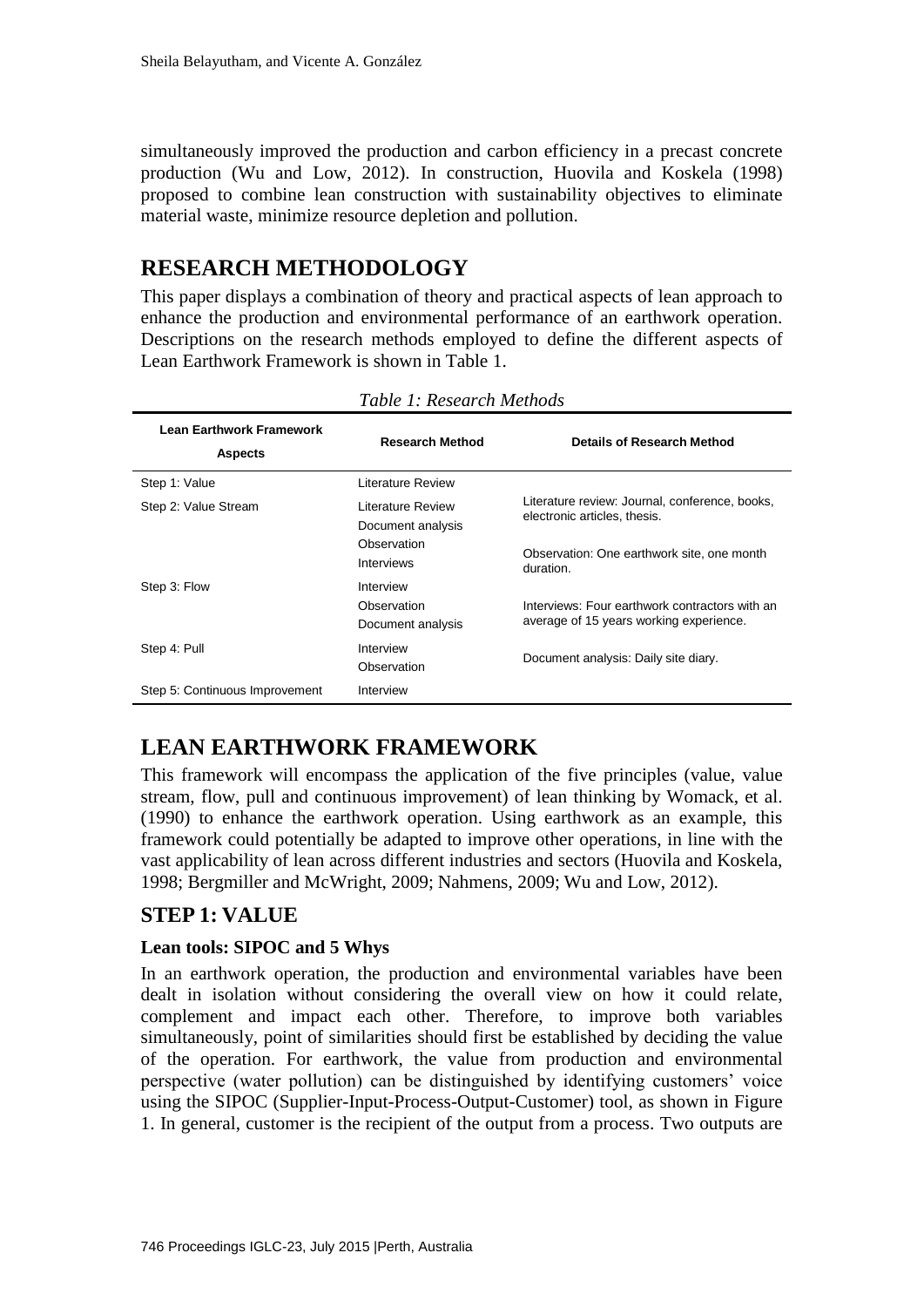simultaneously improved the production and carbon efficiency in a precast concrete production (Wu and Low, 2012). In construction, Huovila and Koskela (1998) proposed to combine lean construction with sustainability objectives to eliminate material waste, minimize resource depletion and pollution.

# RESEARCH METHODOLOGY

This paper displays a combination of theory and practical aspects of lean approach to enhance the production and environmental performance of an earthwork operation. Descriptions on the research methods employed to define the different aspects of Lean Earthwork Framework is shown in Table 1.

*Table 1: Research Methods*

| Lean Earthwork Framework Aspects | Research Method | Details of Research Method |
|---|---|---|
| Step 1: Value | Literature Review | Literature review: Journal, conference, books, electronic articles, thesis. |
| Step 2: Value Stream | Literature Review<br>Document analysis<br>Observation<br>Interviews | Observation: One earthwork site, one month duration. |
| Step 3: Flow | Interview<br>Observation<br>Document analysis | Interviews: Four earthwork contractors with an average of 15 years working experience. |
| Step 4: Pull | Interview<br>Observation | Document analysis: Daily site diary. |
| Step 5: Continuous Improvement | Interview | |

# LEAN EARTHWORK FRAMEWORK

This framework will encompass the application of the five principles (value, value stream, flow, pull and continuous improvement) of lean thinking by Womack, et al. (1990) to enhance the earthwork operation. Using earthwork as an example, this framework could potentially be adapted to improve other operations, in line with the vast applicability of lean across different industries and sectors (Huovila and Koskela, 1998; Bergmiller and McWright, 2009; Nahmens, 2009; Wu and Low, 2012).

## STEP 1: VALUE

### Lean tools: SIPOC and 5 Whys

In an earthwork operation, the production and environmental variables have been dealt in isolation without considering the overall view on how it could relate, complement and impact each other. Therefore, to improve both variables simultaneously, point of similarities should first be established by deciding the value of the operation. For earthwork, the value from production and environmental perspective (water pollution) can be distinguished by identifying customers' voice using the SIPOC (Supplier-Input-Process-Output-Customer) tool, as shown in Figure 1. In general, customer is the recipient of the output from a process. Two outputs are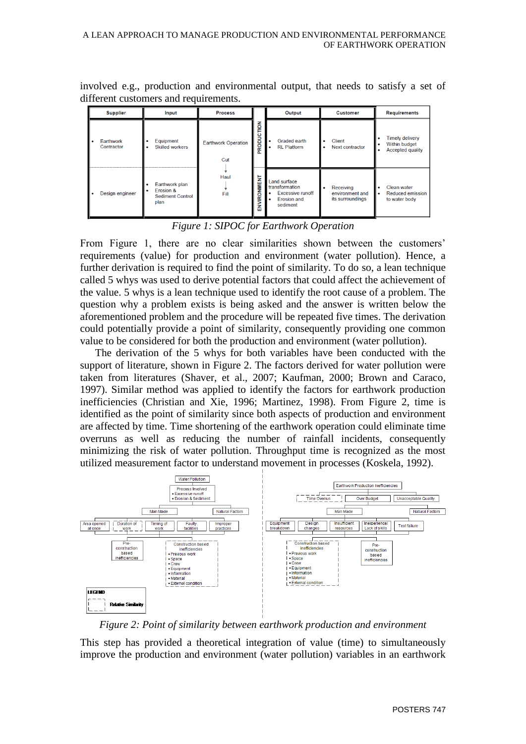involved e.g., production and environmental output, that needs to satisfy a set of different customers and requirements.

| Supplier | Input | Process | | Output | Customer | Requirements |
|---|---|---|---|---|---|---|
| • Earthwork Contractor | • Equipment<br>• Skilled workers | Earthwork Operation<br><br>Cut<br>↓<br>Haul<br>↓<br>Fill | PRODUCTION | • Graded earth<br>• RL Platform | • Client<br>• Next contractor | • Timely delivery<br>• Within budget<br>• Accepted quality |
| • Design engineer | • Earthwork plan<br>• Erosion & Sediment Control plan | | ENVIRONMENT | Land surface transformation<br>• Excessive runoff<br>• Erosion and sediment | • Receiving environment and its surroundings | • Clean water<br>• Reduced emission to water body |

*Figure 1: SIPOC for Earthwork Operation*

From Figure 1, there are no clear similarities shown between the customers' requirements (value) for production and environment (water pollution). Hence, a further derivation is required to find the point of similarity. To do so, a lean technique called 5 whys was used to derive potential factors that could affect the achievement of the value. 5 whys is a lean technique used to identify the root cause of a problem. The question why a problem exists is being asked and the answer is written below the aforementioned problem and the procedure will be repeated five times. The derivation could potentially provide a point of similarity, consequently providing one common value to be considered for both the production and environment (water pollution).

The derivation of the 5 whys for both variables have been conducted with the support of literature, shown in Figure 2. The factors derived for water pollution were taken from literatures (Shaver, et al., 2007; Kaufman, 2000; Brown and Caraco, 1997). Similar method was applied to identify the factors for earthwork production inefficiencies (Christian and Xie, 1996; Martinez, 1998). From Figure 2, time is identified as the point of similarity since both aspects of production and environment are affected by time. Time shortening of the earthwork operation could eliminate time overruns as well as reducing the number of rainfall incidents, consequently minimizing the risk of water pollution. Throughput time is recognized as the most utilized measurement factor to understand movement in processes (Koskela, 1992).

*Figure 2: Point of similarity between earthwork production and environment*

This step has provided a theoretical integration of value (time) to simultaneously improve the production and environment (water pollution) variables in an earthwork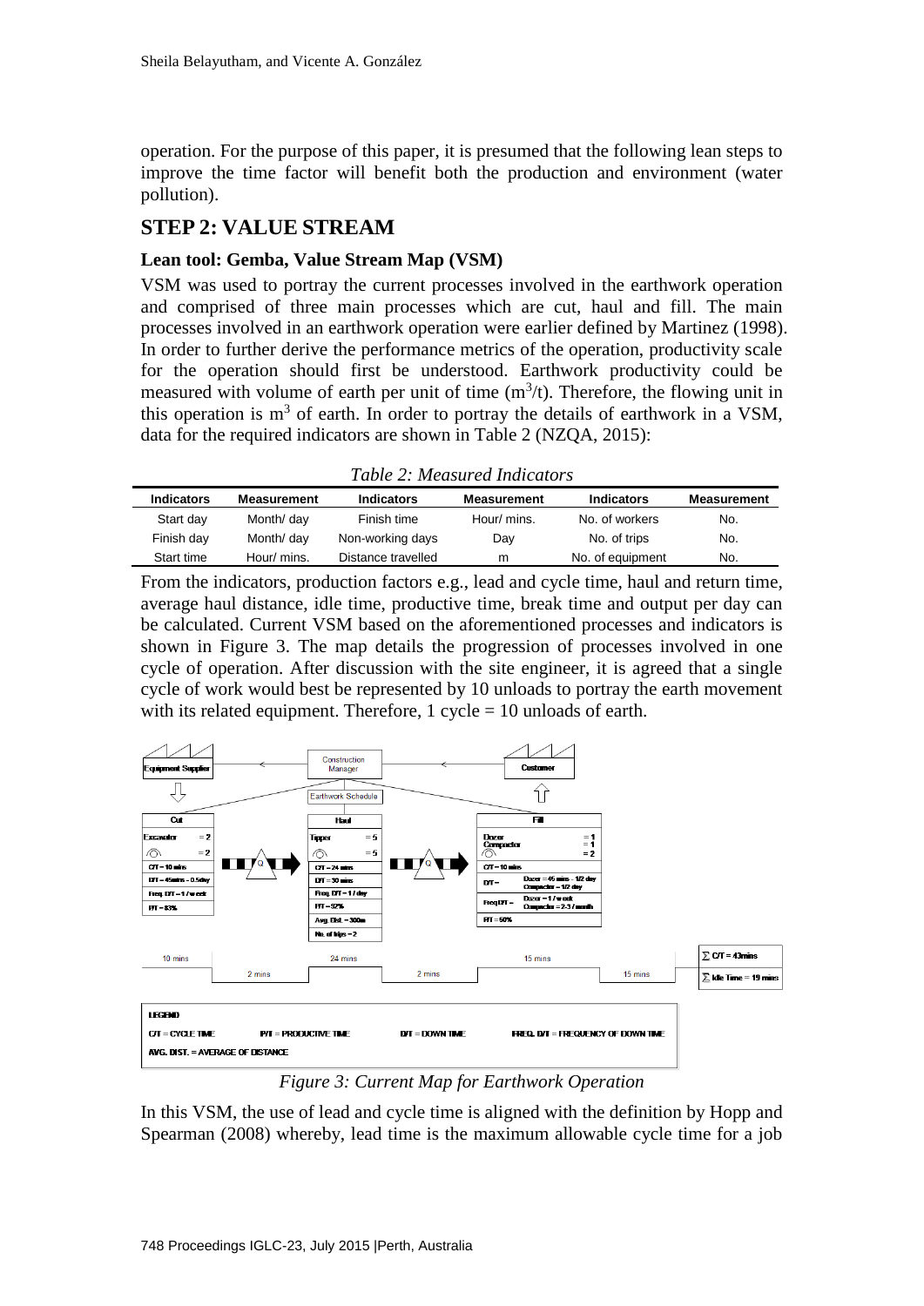operation. For the purpose of this paper, it is presumed that the following lean steps to improve the time factor will benefit both the production and environment (water pollution).

## STEP 2: VALUE STREAM

### Lean tool: Gemba, Value Stream Map (VSM)

VSM was used to portray the current processes involved in the earthwork operation and comprised of three main processes which are cut, haul and fill. The main processes involved in an earthwork operation were earlier defined by Martinez (1998). In order to further derive the performance metrics of the operation, productivity scale for the operation should first be understood. Earthwork productivity could be measured with volume of earth per unit of time ($m^3/t$). Therefore, the flowing unit in this operation is $m^3$ of earth. In order to portray the details of earthwork in a VSM, data for the required indicators are shown in Table 2 (NZQA, 2015):

*Table 2: Measured Indicators*

| Indicators | Measurement | Indicators | Measurement | Indicators | Measurement |
|---|---|---|---|---|---|
| Start day | Month/ day | Finish time | Hour/ mins. | No. of workers | No. |
| Finish day | Month/ day | Non-working days | Day | No. of trips | No. |
| Start time | Hour/ mins. | Distance travelled | m | No. of equipment | No. |

From the indicators, production factors e.g., lead and cycle time, haul and return time, average haul distance, idle time, productive time, break time and output per day can be calculated. Current VSM based on the aforementioned processes and indicators is shown in Figure 3. The map details the progression of processes involved in one cycle of operation. After discussion with the site engineer, it is agreed that a single cycle of work would best be represented by 10 unloads to portray the earth movement with its related equipment. Therefore, 1 cycle = 10 unloads of earth.

*Figure 3: Current Map for Earthwork Operation*

In this VSM, the use of lead and cycle time is aligned with the definition by Hopp and Spearman (2008) whereby, lead time is the maximum allowable cycle time for a job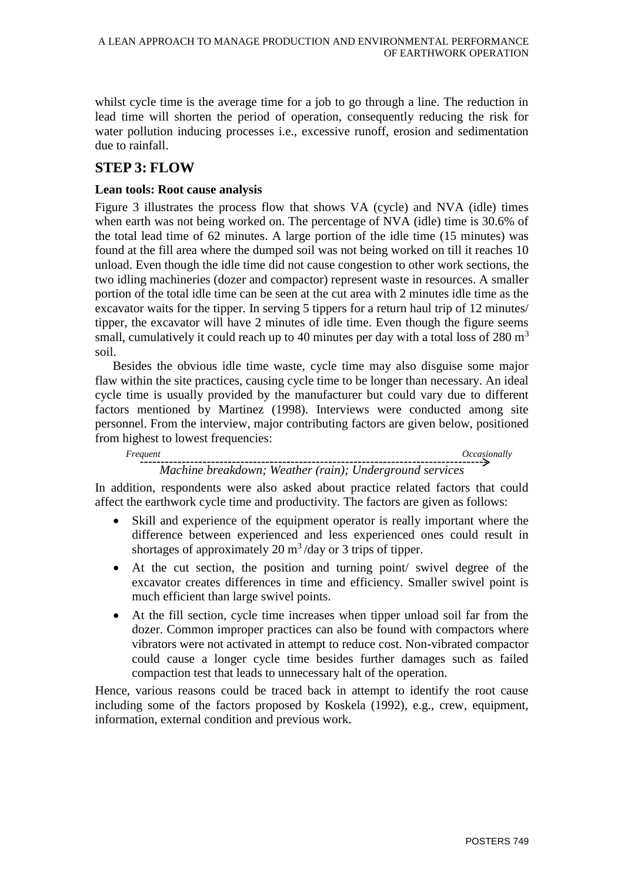whilst cycle time is the average time for a job to go through a line. The reduction in lead time will shorten the period of operation, consequently reducing the risk for water pollution inducing processes i.e., excessive runoff, erosion and sedimentation due to rainfall.

## STEP 3: FLOW

### Lean tools: Root cause analysis

Figure 3 illustrates the process flow that shows VA (cycle) and NVA (idle) times when earth was not being worked on. The percentage of NVA (idle) time is 30.6% of the total lead time of 62 minutes. A large portion of the idle time (15 minutes) was found at the fill area where the dumped soil was not being worked on till it reaches 10 unload. Even though the idle time did not cause congestion to other work sections, the two idling machineries (dozer and compactor) represent waste in resources. A smaller portion of the total idle time can be seen at the cut area with 2 minutes idle time as the excavator waits for the tipper. In serving 5 tippers for a return haul trip of 12 minutes/ tipper, the excavator will have 2 minutes of idle time. Even though the figure seems small, cumulatively it could reach up to 40 minutes per day with a total loss of 280 $m^3$ soil.

Besides the obvious idle time waste, cycle time may also disguise some major flaw within the site practices, causing cycle time to be longer than necessary. An ideal cycle time is usually provided by the manufacturer but could vary due to different factors mentioned by Martinez (1998). Interviews were conducted among site personnel. From the interview, major contributing factors are given below, positioned from highest to lowest frequencies:

*Frequent* ------------------------------------------------> *Occasionally*

*Machine breakdown; Weather (rain); Underground services*

In addition, respondents were also asked about practice related factors that could affect the earthwork cycle time and productivity. The factors are given as follows:

- Skill and experience of the equipment operator is really important where the difference between experienced and less experienced ones could result in shortages of approximately 20 $m^3$ /day or 3 trips of tipper.
- At the cut section, the position and turning point/ swivel degree of the excavator creates differences in time and efficiency. Smaller swivel point is much efficient than large swivel points.
- At the fill section, cycle time increases when tipper unload soil far from the dozer. Common improper practices can also be found with compactors where vibrators were not activated in attempt to reduce cost. Non-vibrated compactor could cause a longer cycle time besides further damages such as failed compaction test that leads to unnecessary halt of the operation.

Hence, various reasons could be traced back in attempt to identify the root cause including some of the factors proposed by Koskela (1992), e.g., crew, equipment, information, external condition and previous work.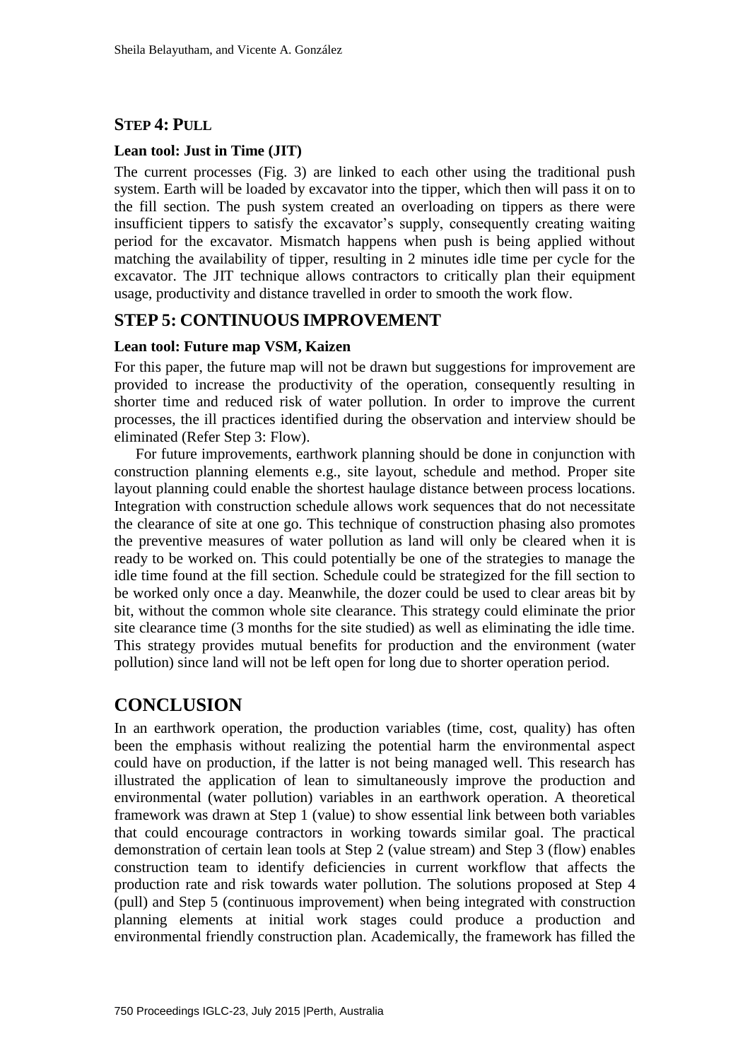## STEP 4: PULL

**Lean tool: Just in Time (JIT)**

The current processes (Fig. 3) are linked to each other using the traditional push system. Earth will be loaded by excavator into the tipper, which then will pass it on to the fill section. The push system created an overloading on tippers as there were insufficient tippers to satisfy the excavator's supply, consequently creating waiting period for the excavator. Mismatch happens when push is being applied without matching the availability of tipper, resulting in 2 minutes idle time per cycle for the excavator. The JIT technique allows contractors to critically plan their equipment usage, productivity and distance travelled in order to smooth the work flow.

## STEP 5: CONTINUOUS IMPROVEMENT

**Lean tool: Future map VSM, Kaizen**

For this paper, the future map will not be drawn but suggestions for improvement are provided to increase the productivity of the operation, consequently resulting in shorter time and reduced risk of water pollution. In order to improve the current processes, the ill practices identified during the observation and interview should be eliminated (Refer Step 3: Flow).

For future improvements, earthwork planning should be done in conjunction with construction planning elements e.g., site layout, schedule and method. Proper site layout planning could enable the shortest haulage distance between process locations. Integration with construction schedule allows work sequences that do not necessitate the clearance of site at one go. This technique of construction phasing also promotes the preventive measures of water pollution as land will only be cleared when it is ready to be worked on. This could potentially be one of the strategies to manage the idle time found at the fill section. Schedule could be strategized for the fill section to be worked only once a day. Meanwhile, the dozer could be used to clear areas bit by bit, without the common whole site clearance. This strategy could eliminate the prior site clearance time (3 months for the site studied) as well as eliminating the idle time. This strategy provides mutual benefits for production and the environment (water pollution) since land will not be left open for long due to shorter operation period.

# CONCLUSION

In an earthwork operation, the production variables (time, cost, quality) has often been the emphasis without realizing the potential harm the environmental aspect could have on production, if the latter is not being managed well. This research has illustrated the application of lean to simultaneously improve the production and environmental (water pollution) variables in an earthwork operation. A theoretical framework was drawn at Step 1 (value) to show essential link between both variables that could encourage contractors in working towards similar goal. The practical demonstration of certain lean tools at Step 2 (value stream) and Step 3 (flow) enables construction team to identify deficiencies in current workflow that affects the production rate and risk towards water pollution. The solutions proposed at Step 4 (pull) and Step 5 (continuous improvement) when being integrated with construction planning elements at initial work stages could produce a production and environmental friendly construction plan. Academically, the framework has filled the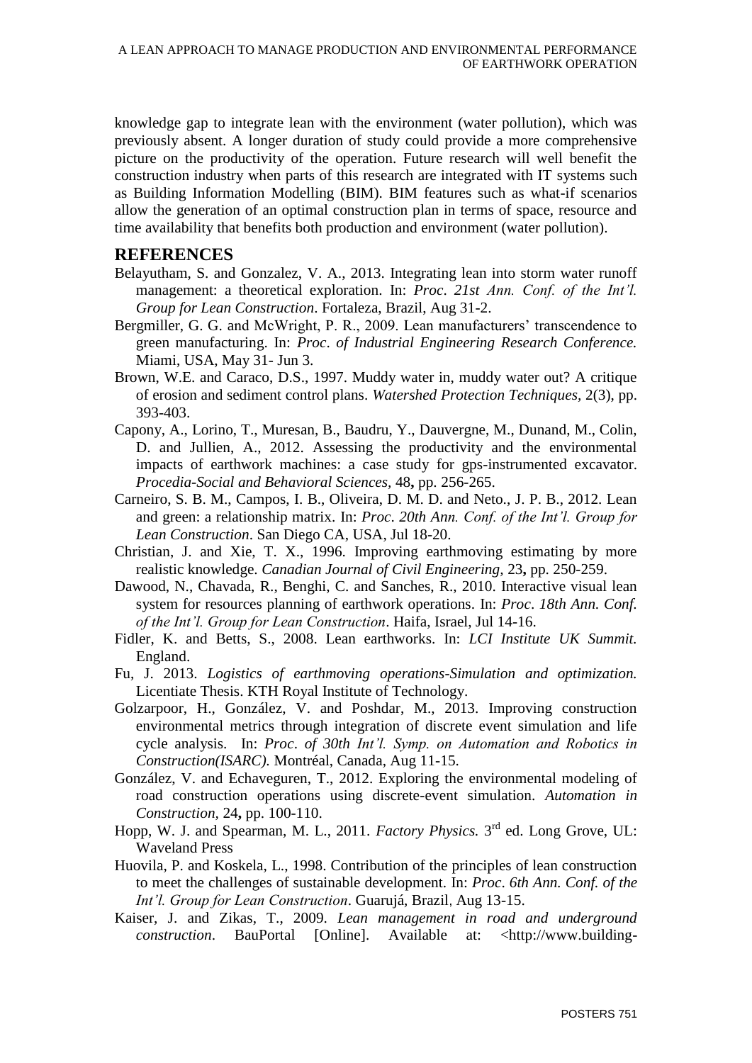knowledge gap to integrate lean with the environment (water pollution), which was previously absent. A longer duration of study could provide a more comprehensive picture on the productivity of the operation. Future research will well benefit the construction industry when parts of this research are integrated with IT systems such as Building Information Modelling (BIM). BIM features such as what-if scenarios allow the generation of an optimal construction plan in terms of space, resource and time availability that benefits both production and environment (water pollution).

## REFERENCES

Belayutham, S. and Gonzalez, V. A., 2013. Integrating lean into storm water runoff management: a theoretical exploration. In: *Proc. 21st Ann. Conf. of the Int'l. Group for Lean Construction*. Fortaleza, Brazil, Aug 31-2.

Bergmiller, G. G. and McWright, P. R., 2009. Lean manufacturers' transcendence to green manufacturing. In: *Proc. of Industrial Engineering Research Conference.* Miami, USA, May 31- Jun 3.

Brown, W.E. and Caraco, D.S., 1997. Muddy water in, muddy water out? A critique of erosion and sediment control plans. *Watershed Protection Techniques*, 2(3), pp. 393-403.

Capony, A., Lorino, T., Muresan, B., Baudru, Y., Dauvergne, M., Dunand, M., Colin, D. and Jullien, A., 2012. Assessing the productivity and the environmental impacts of earthwork machines: a case study for gps-instrumented excavator. *Procedia-Social and Behavioral Sciences*, 48**,** pp. 256-265.

Carneiro, S. B. M., Campos, I. B., Oliveira, D. M. D. and Neto., J. P. B., 2012. Lean and green: a relationship matrix. In: *Proc. 20th Ann. Conf. of the Int'l. Group for Lean Construction*. San Diego CA, USA, Jul 18-20.

Christian, J. and Xie, T. X., 1996. Improving earthmoving estimating by more realistic knowledge. *Canadian Journal of Civil Engineering*, 23**,** pp. 250-259.

Dawood, N., Chavada, R., Benghi, C. and Sanches, R., 2010. Interactive visual lean system for resources planning of earthwork operations. In: *Proc. 18th Ann. Conf. of the Int'l. Group for Lean Construction*. Haifa, Israel, Jul 14-16.

Fidler, K. and Betts, S., 2008. Lean earthworks. In: *LCI Institute UK Summit.* England.

Fu, J. 2013. *Logistics of earthmoving operations-Simulation and optimization.* Licentiate Thesis. KTH Royal Institute of Technology.

Golzarpoor, H., González, V. and Poshdar, M., 2013. Improving construction environmental metrics through integration of discrete event simulation and life cycle analysis. In: *Proc. of 30th Int'l. Symp. on Automation and Robotics in Construction(ISARC).* Montréal, Canada, Aug 11-15.

González, V. and Echaveguren, T., 2012. Exploring the environmental modeling of road construction operations using discrete-event simulation. *Automation in Construction*, 24**,** pp. 100-110.

Hopp, W. J. and Spearman, M. L., 2011. *Factory Physics.* 3rd ed. Long Grove, UL: Waveland Press

Huovila, P. and Koskela, L., 1998. Contribution of the principles of lean construction to meet the challenges of sustainable development. In: *Proc. 6th Ann. Conf. of the Int'l. Group for Lean Construction*. Guarujá, Brazil, Aug 13-15.

Kaiser, J. and Zikas, T., 2009. *Lean management in road and underground construction*. BauPortal [Online]. Available at: <http://www.building-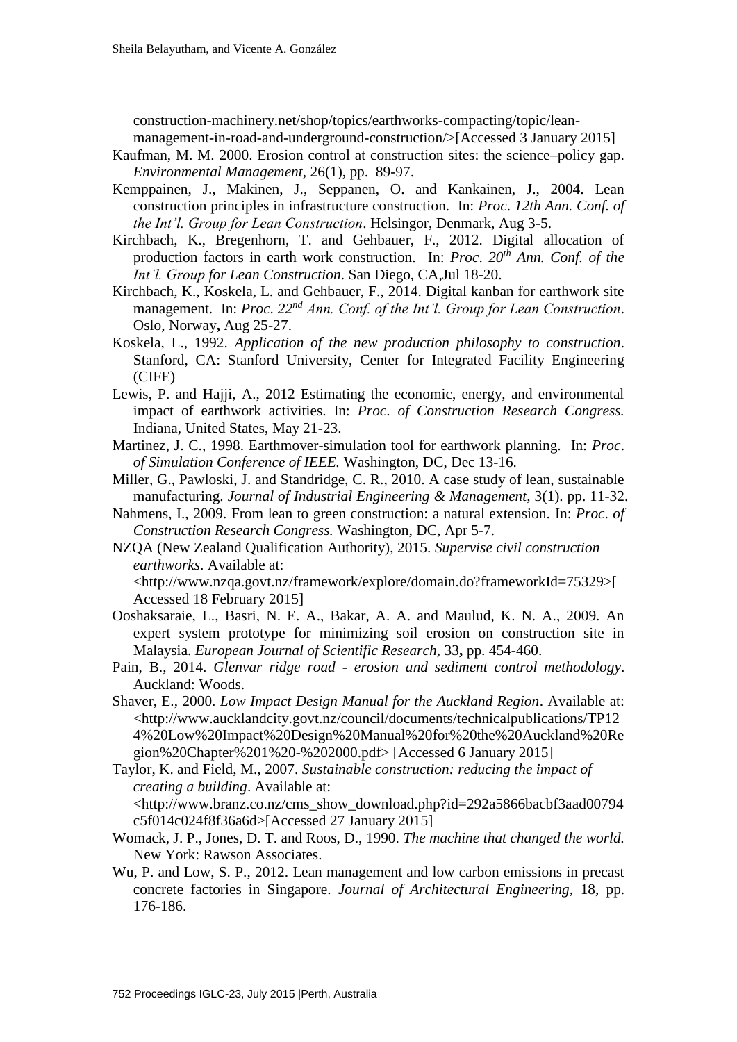construction-machinery.net/shop/topics/earthworks-compacting/topic/lean-management-in-road-and-underground-construction/>[Accessed 3 January 2015]

Kaufman, M. M. 2000. Erosion control at construction sites: the science–policy gap. *Environmental Management*, 26(1), pp. 89-97.

Kemppainen, J., Makinen, J., Seppanen, O. and Kankainen, J., 2004. Lean construction principles in infrastructure construction. In: *Proc. 12th Ann. Conf. of the Int'l. Group for Lean Construction*. Helsingor, Denmark, Aug 3-5.

Kirchbach, K., Bregenhorn, T. and Gehbauer, F., 2012. Digital allocation of production factors in earth work construction. In: *Proc. 20th Ann. Conf. of the Int'l. Group for Lean Construction*. San Diego, CA,Jul 18-20.

Kirchbach, K., Koskela, L. and Gehbauer, F., 2014. Digital kanban for earthwork site management. In: *Proc. 22nd Ann. Conf. of the Int'l. Group for Lean Construction*. Oslo, Norway**,** Aug 25-27.

Koskela, L., 1992. *Application of the new production philosophy to construction*. Stanford, CA: Stanford University, Center for Integrated Facility Engineering (CIFE)

Lewis, P. and Hajji, A., 2012 Estimating the economic, energy, and environmental impact of earthwork activities. In: *Proc. of Construction Research Congress.* Indiana, United States, May 21-23.

Martinez, J. C., 1998. Earthmover-simulation tool for earthwork planning. In: *Proc. of Simulation Conference of IEEE.* Washington, DC, Dec 13-16.

Miller, G., Pawloski, J. and Standridge, C. R., 2010. A case study of lean, sustainable manufacturing. *Journal of Industrial Engineering & Management,* 3(1). pp. 11-32.

Nahmens, I., 2009. From lean to green construction: a natural extension. In: *Proc. of Construction Research Congress.* Washington, DC, Apr 5-7.

NZQA (New Zealand Qualification Authority), 2015. *Supervise civil construction earthworks*. Available at: <http://www.nzqa.govt.nz/framework/explore/domain.do?frameworkId=75329>[Accessed 18 February 2015]

Ooshaksaraie, L., Basri, N. E. A., Bakar, A. A. and Maulud, K. N. A., 2009. An expert system prototype for minimizing soil erosion on construction site in Malaysia. *European Journal of Scientific Research,* 33**,** pp. 454-460.

Pain, B., 2014. *Glenvar ridge road - erosion and sediment control methodology*. Auckland: Woods.

Shaver, E., 2000. *Low Impact Design Manual for the Auckland Region*. Available at: <http://www.aucklandcity.govt.nz/council/documents/technicalpublications/TP124%20Low%20Impact%20Design%20Manual%20for%20the%20Auckland%20Region%20Chapter%201%20-%202000.pdf> [Accessed 6 January 2015]

Taylor, K. and Field, M., 2007. *Sustainable construction: reducing the impact of creating a building*. Available at: <http://www.branz.co.nz/cms_show_download.php?id=292a5866bacbf3aad00794c5f014c024f8f36a6d>[Accessed 27 January 2015]

Womack, J. P., Jones, D. T. and Roos, D., 1990. *The machine that changed the world.* New York: Rawson Associates.

Wu, P. and Low, S. P., 2012. Lean management and low carbon emissions in precast concrete factories in Singapore. *Journal of Architectural Engineering,* 18, pp. 176-186.